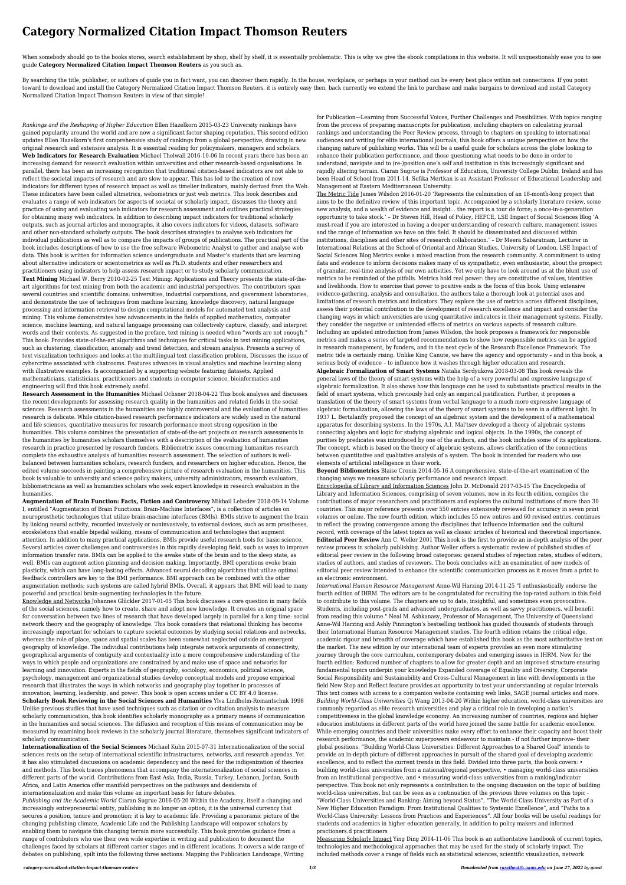# Category Normalized Citation Impact Thomson Reuters

When somebody should go to the books stores, search establishment by shop, shelf by shelf, it is essentially problematic. This is why we give the ebook compilations in this website. It will unquestionably ease you to see guide **Category Normalized Citation Impact Thomson Reuters** as you such as.

By searching the title, publisher, or authors of guide you in fact want, you can discover them rapidly. In the house, workplace, or perhaps in your method can be every best place within net connections. If you point toward to download and install the Category Normalized Citation Impact Thomson Reuters, it is entirely easy then, back currently we extend the link to purchase and make bargains to download and install Category Normalized Citation Impact Thomson Reuters in view of that simple!

*Rankings and the Reshaping of Higher Education* Ellen Hazelkorn 2015-03-23 University rankings have gained popularity around the world and are now a significant factor shaping reputation. This second edition updates Ellen Hazelkorn's first comprehensive study of rankings from a global perspective, drawing in new original research and extensive analysis. It is essential reading for policymakers, managers and scholars.

**Web Indicators for Research Evaluation** Michael Thelwall 2016-10-06 In recent years there has been an increasing demand for research evaluation within universities and other research-based organisations. In parallel, there has been an increasing recognition that traditional citation-based indicators are not able to reflect the societal impacts of research and are slow to appear. This has led to the creation of new indicators for different types of research impact as well as timelier indicators, mainly derived from the Web. These indicators have been called altmetrics, webometrics or just web metrics. This book describes and evaluates a range of web indicators for aspects of societal or scholarly impact, discusses the theory and practice of using and evaluating web indicators for research assessment and outlines practical strategies for obtaining many web indicators. In addition to describing impact indicators for traditional scholarly outputs, such as journal articles and monographs, it also covers indicators for videos, datasets, software and other non-standard scholarly outputs. The book describes strategies to analyse web indicators for individual publications as well as to compare the impacts of groups of publications. The practical part of the book includes descriptions of how to use the free software Webometric Analyst to gather and analyse web data. This book is written for information science undergraduate and Master's students that are learning about alternative indicators or scientometrics as well as Ph.D. students and other researchers and practitioners using indicators to help assess research impact or to study scholarly communication.

**Text Mining** Michael W. Berry 2010-02-25 Text Mining: Applications and Theory presents the state-of-the-art algorithms for text mining from both the academic and industrial perspectives. The contributors span several countries and scientific domains: universities, industrial corporations, and government laboratories, and demonstrate the use of techniques from machine learning, knowledge discovery, natural language processing and information retrieval to design computational models for automated text analysis and mining. This volume demonstrates how advancements in the fields of applied mathematics, computer science, machine learning, and natural language processing can collectively capture, classify, and interpret words and their contexts. As suggested in the preface, text mining is needed when "words are not enough." This book: Provides state-of-the-art algorithms and techniques for critical tasks in text mining applications, such as clustering, classification, anomaly and trend detection, and stream analysis. Presents a survey of text visualization techniques and looks at the multilingual text classification problem. Discusses the issue of cybercrime associated with chatrooms. Features advances in visual analytics and machine learning along with illustrative examples. Is accompanied by a supporting website featuring datasets. Applied mathematicians, statisticians, practitioners and students in computer science, bioinformatics and engineering will find this book extremely useful.

**Research Assessment in the Humanities** Michael Ochsner 2018-04-22 This book analyses and discusses the recent developments for assessing research quality in the humanities and related fields in the social sciences. Research assessments in the humanities are highly controversial and the evaluation of humanities research is delicate. While citation-based research performance indicators are widely used in the natural and life sciences, quantitative measures for research performance meet strong opposition in the humanities. This volume combines the presentation of state-of-the-art projects on research assessments in the humanities by humanities scholars themselves with a description of the evaluation of humanities research in practice presented by research funders. Bibliometric issues concerning humanities research complete the exhaustive analysis of humanities research assessment. The selection of authors is well-balanced between humanities scholars, research funders, and researchers on higher education. Hence, the edited volume succeeds in painting a comprehensive picture of research evaluation in the humanities. This book is valuable to university and science policy makers, university administrators, research evaluators, bibliometricians as well as humanities scholars who seek expert knowledge in research evaluation in the humanities.

**Augmentation of Brain Function: Facts, Fiction and Controversy** Mikhail Lebedev 2018-09-14 Volume I, entitled "Augmentation of Brain Functions: Brain-Machine Interfaces", is a collection of articles on neuroprosthetic technologies that utilize brain-machine interfaces (BMIs). BMIs strive to augment the brain by linking neural activity, recorded invasively or noninvasively, to external devices, such as arm prostheses, exoskeletons that enable bipedal walking, means of communication and technologies that augment attention. In addition to many practical applications, BMIs provide useful research tools for basic science. Several articles cover challenges and controversies in this rapidly developing field, such as ways to improve information transfer rate. BMIs can be applied to the awake state of the brain and to the sleep state, as well. BMIs can augment action planning and decision making. Importantly, BMI operations evoke brain plasticity, which can have long-lasting effects. Advanced neural decoding algorithms that utilize optimal feedback controllers are key to the BMI performance. BMI approach can be combined with the other augmentation methods; such systems are called hybrid BMIs. Overall, it appears that BMI will lead to many powerful and practical brain-augmenting technologies in the future.

Knowledge and Networks Johannes Glückler 2017-01-05 This book discusses a core question in many fields of the social sciences, namely how to create, share and adopt new knowledge. It creates an original space for conversation between two lines of research that have developed largely in parallel for a long time: social network theory and the geography of knowledge. This book considers that relational thinking has become increasingly important for scholars to capture societal outcomes by studying social relations and networks, whereas the role of place, space and spatial scales has been somewhat neglected outside an emergent geography of knowledge. The individual contributions help integrate network arguments of connectivity, geographical arguments of contiguity and contextuality into a more comprehensive understanding of the ways in which people and organizations are constrained by and make use of space and networks for learning and innovation. Experts in the fields of geography, sociology, economics, political science, psychology, management and organizational studies develop conceptual models and propose empirical research that illustrates the ways in which networks and geography play together in processes of innovation, learning, leadership, and power. This book is open access under a CC BY 4.0 license.

**Scholarly Book Reviewing in the Social Sciences and Humanities** Ylva Lindholm-Romantschuk 1998 Unlike previous studies that have used techniques such as citation or co-citation analysis to measure scholarly communication, this book identifies scholarly monography as a primary means of communication in the humanities and social sciences. The diffusion and reception of this means of communication may be measured by examining book reviews in the scholarly journal literature, themselves significant indicators of scholarly communication.

**Internationalization of the Social Sciences** Michael Kuhn 2015-07-31 Internationalization of the social sciences rests on the setup of international scientific infrastructures, networks, and research agendas. Yet it has also stimulated discussions on academic dependency and the need for the indigenization of theories and methods. This book traces phenomena that accompany the internationalization of social sciences in different parts of the world. Contributions from East Asia, India, Russia, Turkey, Lebanon, Jordan, South Africa, and Latin America offer manifold perspectives on the pathways and desiderata of internationalization and make this volume an important basis for future debates.

*Publishing and the Academic World* Ciaran Sugrue 2016-05-20 Within the Academy, itself a changing and increasingly entrepreneurial entity, publishing is no longer an option; it is the universal currency that secures a position, tenure and promotion; it is key to academic life. Providing a panoramic picture of the changing publishing climate, Academic Life and the Publishing Landscape will empower scholars by enabling them to navigate this changing terrain more successfully. This book provides guidance from a range of contributors who use their own wide expertise in writing and publication to document the challenges faced by scholars at different career stages and in different locations. It covers a wide range of debates on publishing, spilt into the following three sections: Mapping the Publication Landscape, Writing for Publication—Learning from Successful Voices, Further Challenges and Possibilities. With topics ranging from the process of preparing manuscripts for publication, including chapters on calculating journal rankings and understanding the Peer Review process, through to chapters on speaking to international audiences and writing for elite international journals, this book offers a unique perspective on how the changing nature of publishing works. This will be a useful guide for scholars across the globe looking to enhance their publication performance, and those questioning what needs to be done in order to understand, navigate and to (re-)position one's self and institution in this increasingly significant and rapidly altering terrain. Ciaran Sugrue is Professor of Education, University College Dublin, Ireland and has been Head of School from 2011-14. Sefika Mertkan is an Assistant Professor of Educational Leadership and Management at Eastern Mediterranean University.

The Metric Tide James Wilsdon 2016-01-20 'Represents the culmination of an 18-month-long project that aims to be the definitive review of this important topic. Accompanied by a scholarly literature review, some new analysis, and a wealth of evidence and insight... the report is a tour de force; a once-in-a-generation opportunity to take stock.' – Dr Steven Hill, Head of Policy, HEFCE, LSE Impact of Social Sciences Blog 'A must-read if you are interested in having a deeper understanding of research culture, management issues and the range of information we have on this field. It should be disseminated and discussed within institutions, disciplines and other sites of research collaboration.' – Dr Meera Sabaratnam, Lecturer in International Relations at the School of Oriental and African Studies, University of London, LSE Impact of Social Sciences Blog Metrics evoke a mixed reaction from the research community. A commitment to using data and evidence to inform decisions makes many of us sympathetic, even enthusiastic, about the prospect of granular, real-time analysis of our own activities. Yet we only have to look around us at the blunt use of metrics to be reminded of the pitfalls. Metrics hold real power: they are constitutive of values, identities and livelihoods. How to exercise that power to positive ends is the focus of this book. Using extensive evidence-gathering, analysis and consultation, the authors take a thorough look at potential uses and limitations of research metrics and indicators. They explore the use of metrics across different disciplines, assess their potential contribution to the development of research excellence and impact and consider the changing ways in which universities are using quantitative indicators in their management systems. Finally, they consider the negative or unintended effects of metrics on various aspects of research culture. Including an updated introduction from James Wilsdon, the book proposes a framework for responsible metrics and makes a series of targeted recommendations to show how responsible metrics can be applied in research management, by funders, and in the next cycle of the Research Excellence Framework. The metric tide is certainly rising. Unlike King Canute, we have the agency and opportunity – and in this book, a serious body of evidence – to influence how it washes through higher education and research.

**Algebraic Formalization of Smart Systems** Natalia Serdyukova 2018-03-08 This book reveals the general laws of the theory of smart systems with the help of a very powerful and expressive language of algebraic formalization. It also shows how this language can be used to substantiate practical results in the field of smart systems, which previously had only an empirical justification. Further, it proposes a translation of the theory of smart systems from verbal language to a much more expressive language of algebraic formalization, allowing the laws of the theory of smart systems to be seen in a different light. In 1937 L. Bertalanffy proposed the concept of an algebraic system and the development of a mathematical apparatus for describing systems. In the 1970s, A.I. Mal'tsev developed a theory of algebraic systems connecting algebra and logic for studying algebraic and logical objects. In the 1990s, the concept of purities by predicates was introduced by one of the authors, and the book includes some of its applications. The concept, which is based on the theory of algebraic systems, allows clarification of the connections between quantitative and qualitative analysis of a system. The book is intended for readers who use elements of artificial intelligence in their work.

**Beyond Bibliometrics** Blaise Cronin 2014-05-16 A comprehensive, state-of-the-art examination of the changing ways we measure scholarly performance and research impact.

Encyclopedia of Library and Information Sciences John D. McDonald 2017-03-15 The Encyclopedia of Library and Information Sciences, comprising of seven volumes, now in its fourth edition, compiles the contributions of major researchers and practitioners and explores the cultural institutions of more than 30 countries. This major reference presents over 550 entries extensively reviewed for accuracy in seven print volumes or online. The new fourth edition, which includes 55 new entries and 60 revised entries, continues to reflect the growing convergence among the disciplines that influence information and the cultural record, with coverage of the latest topics as well as classic articles of historical and theoretical importance.

**Editorial Peer Review** Ann C. Weller 2001 This book is the first to provide an in-depth analysis of the peer review process in scholarly publishing. Author Weller offers a systematic review of published studies of editorial peer review in the following broad categories: general studies of rejection rates, studies of editors, studies of authors, and studies of reviewers. The book concludes with an examination of new models of editorial peer review intended to enhance the scientific communication process as it moves from a print to an electronic environment.

*International Human Resource Management* Anne-Wil Harzing 2014-11-25 "I enthusiastically endorse the fourth edition of IHRM. The editors are to be congratulated for recruiting the top-rated authors in this field to contribute to this volume. The chapters are up to date, insightful, and sometimes even provocative. Students, including post-grads and advanced undergraduates, as well as savvy practitioners, will benefit from reading this volume." Neal M. Ashkanasy, Professor of Management, The University of Queensland Anne-Wil Harzing and Ashly Pinnington's bestselling textbook has guided thousands of students through their International Human Resource Management studies. The fourth edition retains the critical edge, academic rigour and breadth of coverage which have established this book as the most authoritative text on the market. The new edition by our international team of experts provides an even more stimulating journey through the core curriculum, contemporary debates and emerging issues in IHRM. New for the fourth edition: Reduced number of chapters to allow for greater depth and an improved structure ensuring fundamental topics underpin your knowledge Expanded coverage of Equality and Diversity, Corporate Social Responsibility and Sustainability and Cross-Cultural Management in line with developments in the field New Stop and Reflect feature provides an opportunity to test your understanding at regular intervals This text comes with access to a companion website containing web links, SAGE journal articles and more.

*Building World-Class Universities* Qi Wang 2013-04-20 Within higher education, world-class universities are commonly regarded as elite research universities and play a critical role in developing a nation's competitiveness in the global knowledge economy. An increasing number of countries, regions and higher education institutions in different parts of the world have joined the same battle for academic excellence. While emerging countries and their universities make every effort to enhance their capacity and boost their research performance, the academic superpowers endeavour to maintain - if not further improve- their global positions. "Building World-Class Universities: Different Approaches to a Shared Goal" intends to provide an in-depth picture of different approaches in pursuit of the shared goal of developing academic excellence, and to reflect the current trends in this field. Divided into three parts, the book covers: • building world-class universities from a national/regional perspective, • managing world-class universities from an institutional perspective, and • measuring world-class universities from a ranking/indicator perspective. This book not only represents a contribution to the ongoing discussion on the topic of building world-class universities, but can be seen as a continuation of the previous three volumes on this topic – "World-Class Universities and Ranking: Aiming beyond Status", "The World-Class University as Part of a New Higher Education Paradigm: From Institutional Qualities to Systemic Excellence", and "Paths to a World-Class University: Lessons from Practices and Experiences". All four books will be useful readings for students and academics in higher education generally, in addition to policy makers and informed practioners.d practitioners

Measuring Scholarly Impact Ying Ding 2014-11-06 This book is an authoritative handbook of current topics, technologies and methodological approaches that may be used for the study of scholarly impact. The included methods cover a range of fields such as statistical sciences, scientific visualization, network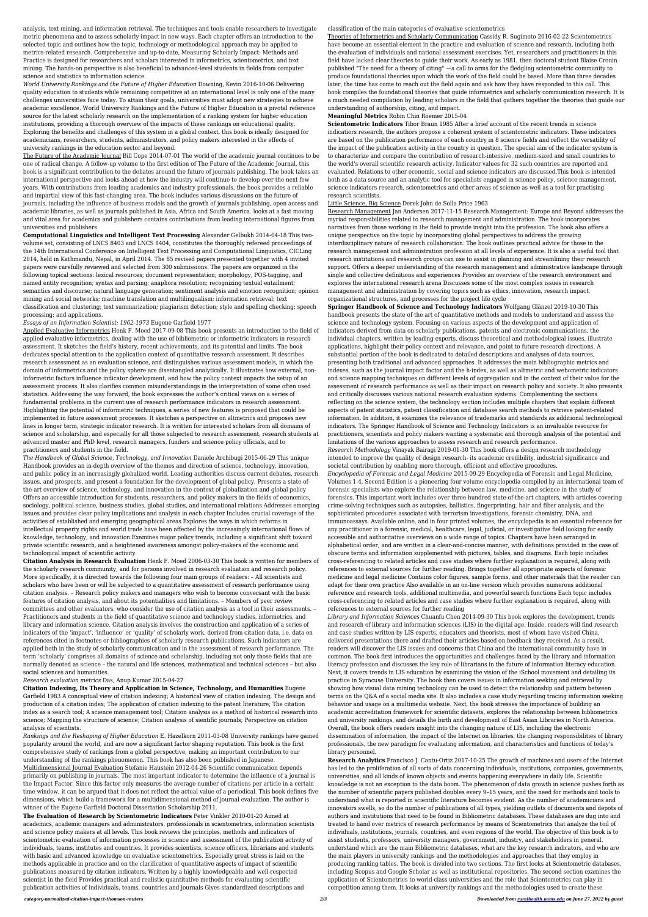analysis, text mining, and information retrieval. The techniques and tools enable researchers to investigate metric phenomena and to assess scholarly impact in new ways. Each chapter offers an introduction to the selected topic and outlines how the topic, technology or methodological approach may be applied to metrics-related research. Comprehensive and up-to-date, Measuring Scholarly Impact: Methods and Practice is designed for researchers and scholars interested in informetrics, scientometrics, and text mining. The hands-on perspective is also beneficial to advanced-level students in fields from computer science and statistics to information science.

*World University Rankings and the Future of Higher Education* Downing, Kevin 2016-10-06 Delivering quality education to students while remaining competitive at an international level is only one of the many challenges universities face today. To attain their goals, universities must adopt new strategies to achieve academic excellence. World University Rankings and the Future of Higher Education is a pivotal reference source for the latest scholarly research on the implementation of a ranking system for higher education institutions, providing a thorough overview of the impacts of these rankings on educational quality. Exploring the benefits and challenges of this system in a global context, this book is ideally designed for academicians, researchers, students, administrators, and policy makers interested in the effects of university rankings in the education sector and beyond.

The Future of the Academic Journal Bill Cope 2014-07-01 The world of the academic journal continues to be one of radical change. A follow-up volume to the first edition of The Future of the Academic Journal, this book is a significant contribution to the debates around the future of journals publishing. The book takes an international perspective and looks ahead at how the industry will continue to develop over the next few years. With contributions from leading academics and industry professionals, the book provides a reliable and impartial view of this fast-changing area. The book includes various discussions on the future of journals, including the influence of business models and the growth of journals publishing, open access and academic libraries, as well as journals published in Asia, Africa and South America. looks at a fast moving and vital area for academics and publishers contains contributions from leading international figures from universities and publishers

**Computational Linguistics and Intelligent Text Processing** Alexander Gelbukh 2014-04-18 This two-volume set, consisting of LNCS 8403 and LNCS 8404, constitutes the thoroughly refereed proceedings of the 14th International Conference on Intelligent Text Processing and Computational Linguistics, CICLing 2014, held in Kathmandu, Nepal, in April 2014. The 85 revised papers presented together with 4 invited papers were carefully reviewed and selected from 300 submissions. The papers are organized in the following topical sections: lexical resources; document representation; morphology, POS-tagging, and named entity recognition; syntax and parsing; anaphora resolution; recognizing textual entailment; semantics and discourse; natural language generation; sentiment analysis and emotion recognition; opinion mining and social networks; machine translation and multilingualism; information retrieval; text classification and clustering; text summarization; plagiarism detection; style and spelling checking; speech processing; and applications.

*Essays of an Information Scientist: 1962-1973* Eugene Garfield 1977

Applied Evaluative Informetrics Henk F. Moed 2017-09-08 This book presents an introduction to the field of applied evaluative informetrics, dealing with the use of bibliometric or informetric indicators in research assessment. It sketches the field's history, recent achievements, and its potential and limits. The book dedicates special attention to the application context of quantitative research assessment. It describes research assessment as an evaluation science, and distinguishes various assessment models, in which the domain of informetrics and the policy sphere are disentangled analytically. It illustrates how external, non-informetric factors influence indicator development, and how the policy context impacts the setup of an assessment process. It also clarifies common misunderstandings in the interpretation of some often used statistics. Addressing the way forward, the book expresses the author's critical views on a series of fundamental problems in the current use of research performance indicators in research assessment. Highlighting the potential of informetric techniques, a series of new features is proposed that could be implemented in future assessment processes. It sketches a perspective on altmetrics and proposes new lines in longer term, strategic indicator research. It is written for interested scholars from all domains of science and scholarship, and especially for all those subjected to research assessment, research students at advanced master and PhD level, research managers, funders and science policy officials, and to practitioners and students in the field.

*The Handbook of Global Science, Technology, and Innovation* Daniele Archibugi 2015-06-29 This unique Handbook provides an in-depth overview of the themes and direction of science, technology, innovation, and public policy in an increasingly globalized world. Leading authorities discuss current debates, research issues, and prospects, and present a foundation for the development of global policy. Presents a state-of-the-art overview of science, technology, and innovation in the context of globalization and global policy Offers an accessible introduction for students, researchers, and policy makers in the fields of economics, sociology, political science, business studies, global studies, and international relations Addresses emerging issues and provides clear policy implications and analysis in each chapter Includes crucial coverage of the activities of established and emerging geographical areas Explores the ways in which reforms in intellectual property rights and world trade have been affected by the increasingly international flows of knowledge, technology, and innovation Examines major policy trends, including a significant shift toward private scientific research, and a heightened awareness amongst policy-makers of the economic and technological impact of scientific activity

**Citation Analysis in Research Evaluation** Henk F. Moed 2006-03-30 This book is written for members of the scholarly research community, and for persons involved in research evaluation and research policy. More specifically, it is directed towards the following four main groups of readers: – All scientists and scholars who have been or will be subjected to a quantitative assessment of research performance using citation analysis. – Research policy makers and managers who wish to become conversant with the basic features of citation analysis, and about its potentialities and limitations. – Members of peer review committees and other evaluators, who consider the use of citation analysis as a tool in their assessments. – Practitioners and students in the field of quantitative science and technology studies, informetrics, and library and information science. Citation analysis involves the construction and application of a series of indicators of the 'impact', 'influence' or 'quality' of scholarly work, derived from citation data, i.e. data on references cited in footnotes or bibliographies of scholarly research publications. Such indicators are applied both in the study of scholarly communication and in the assessment of research performance. The term 'scholarly' comprises all domains of science and scholarship, including not only those fields that are normally denoted as science – the natural and life sciences, mathematical and technical sciences – but also social sciences and humanities.

*Research evaluation metrics* Das, Anup Kumar 2015-04-27

**Citation Indexing, Its Theory and Application in Science, Technology, and Humanities** Eugene Garfield 1983 A conceptual view of citation indexing; A historical view of citation indexing; The design and production of a citation index; The application of citation indexing to the patent literature; The citation index as a search tool; A science management tool; Citation analysis as a method of historical research into science; Mapping the structure of science; Citation analysis of sientific journals; Perspective on citation analysis of scientists.

*Rankings and the Reshaping of Higher Education* E. Hazelkorn 2011-03-08 University rankings have gained popularity around the world, and are now a significant factor shaping reputation. This book is the first comprehensive study of rankings from a global perspective, making an important contribution to our understanding of the rankings phenomenon. This book has also been published in Japanese.

Multidimensional Journal Evaluation Stefanie Haustein 2012-04-26 Scientific communication depends primarily on publishing in journals. The most important indicator to determine the influence of a journal is the Impact Factor. Since this factor only measures the average number of citations per article in a certain time window, it can be argued that it does not reflect the actual value of a periodical. This book defines five dimensions, which build a framework for a multidimensional method of journal evaluation. The author is winner of the Eugene Garfield Doctoral Dissertation Scholarship 2011.

**The Evaluation of Research by Scientometric Indicators** Peter Vinkler 2010-01-20 Aimed at academics, academic managers and administrators, professionals in scientometrics, information scientists and science policy makers at all levels. This book reviews the principles, methods and indicators of scientometric evaluation of information processes in science and assessment of the publication activity of individuals, teams, institutes and countries. It provides scientists, science officers, librarians and students with basic and advanced knowledge on evaluative scientometrics. Especially great stress is laid on the methods applicable in practice and on the clarification of quantitative aspects of impact of scientific publications measured by citation indicators. Written by a highly knowledgeable and well-respected scientist in the field Provides practical and realistic quantitative methods for evaluating scientific publication activities of individuals, teams, countries and journals Gives standardized descriptions and classification of the main categories of evaluative scientometrics

Theories of Informetrics and Scholarly Communication Cassidy R. Sugimoto 2016-02-22 Scientometrics have become an essential element in the practice and evaluation of science and research, including both the evaluation of individuals and national assessment exercises. Yet, researchers and practitioners in this field have lacked clear theories to guide their work. As early as 1981, then doctoral student Blaise Cronin published "The need for a theory of citing" —a call to arms for the fledgling scientometric community to produce foundational theories upon which the work of the field could be based. More than three decades later, the time has come to reach out the field again and ask how they have responded to this call. This book compiles the foundational theories that guide informetrics and scholarly communication research. It is a much needed compilation by leading scholars in the field that gathers together the theories that guide our understanding of authorship, citing, and impact.

**Meaningful Metrics** Robin Chin Roemer 2015-04

**Scientometric Indicators** Tibor Braun 1985 After a brief account of the recent trends in science indicators research, the authors propose a coherent system of scientometric indicators. These indicators are based on the publication performance of each country in 8 science fields and reflect the versatility of the impact of the publication activity in the country in question. The special aim of the indicator system is to characterize and compare the contribution of research-intensive, medium-sized and small countries to the world's overall scientific research activity. Indicator values for 32 such countries are reported and evaluated. Relations to other economic, social and science indicators are discussed.This book is intended both as a data source and an analytic tool for specialists engaged in science policy, science management, science indicators research, scientometrics and other areas of science as well as a tool for practising research scientists.

Little Science, Big Science Derek John de Solla Price 1963

Research Management Jan Andersen 2017-11-15 Research Management: Europe and Beyond addresses the myriad responsibilities related to research management and administration. The book incorporates narratives from those working in the field to provide insight into the profession. The book also offers a unique perspective on the topic by incorporating global perspectives to address the growing interdisciplinary nature of research collaboration. The book outlines practical advice for those in the research management and administration profession at all levels of experience. It is also a useful tool that research institutions and research groups can use to assist in planning and streamlining their research support. Offers a deeper understanding of the research management and administrative landscape through single and collective definitions and experiences Provides an overview of the research environment and explores the international research arena Discusses some of the most complex issues in research management and administration by covering topics such as ethics, innovation, research impact, organizational structures, and processes for the project life cycle

**Springer Handbook of Science and Technology Indicators** Wolfgang Glänzel 2019-10-30 This handbook presents the state of the art of quantitative methods and models to understand and assess the science and technology system. Focusing on various aspects of the development and application of indicators derived from data on scholarly publications, patents and electronic communications, the individual chapters, written by leading experts, discuss theoretical and methodological issues, illustrate applications, highlight their policy context and relevance, and point to future research directions. A substantial portion of the book is dedicated to detailed descriptions and analyses of data sources, presenting both traditional and advanced approaches. It addresses the main bibliographic metrics and indexes, such as the journal impact factor and the h-index, as well as altmetric and webometric indicators and science mapping techniques on different levels of aggregation and in the context of their value for the assessment of research performance as well as their impact on research policy and society. It also presents and critically discusses various national research evaluation systems. Complementing the sections reflecting on the science system, the technology section includes multiple chapters that explain different aspects of patent statistics, patent classification and database search methods to retrieve patent-related information. In addition, it examines the relevance of trademarks and standards as additional technological indicators. The Springer Handbook of Science and Technology Indicators is an invaluable resource for practitioners, scientists and policy makers wanting a systematic and thorough analysis of the potential and limitations of the various approaches to assess research and research performance.

*Research Methodology* Vinayak Bairagi 2019-01-30 This book offers a design research methodology intended to improve the quality of design research- its academic credibility, industrial significance and societal contribution by enabling more thorough, efficient and effective procedures.

*Encyclopedia of Forensic and Legal Medicine* 2015-09-29 Encyclopedia of Forensic and Legal Medicine, Volumes 1-4, Second Edition is a pioneering four volume encyclopedia compiled by an international team of forensic specialists who explore the relationship between law, medicine, and science in the study of forensics. This important work includes over three hundred state-of-the-art chapters, with articles covering crime-solving techniques such as autopsies, ballistics, fingerprinting, hair and fiber analysis, and the sophisticated procedures associated with terrorism investigations, forensic chemistry, DNA, and immunoassays. Available online, and in four printed volumes, the encyclopedia is an essential reference for any practitioner in a forensic, medical, healthcare, legal, judicial, or investigative field looking for easily accessible and authoritative overviews on a wide range of topics. Chapters have been arranged in alphabetical order, and are written in a clear-and-concise manner, with definitions provided in the case of obscure terms and information supplemented with pictures, tables, and diagrams. Each topic includes cross-referencing to related articles and case studies where further explanation is required, along with references to external sources for further reading. Brings together all appropriate aspects of forensic medicine and legal medicine Contains color figures, sample forms, and other materials that the reader can adapt for their own practice Also available in an on-line version which provides numerous additional reference and research tools, additional multimedia, and powerful search functions Each topic includes cross-referencing to related articles and case studies where further explanation is required, along with references to external sources for further reading

*Library and Information Sciences* Chuanfu Chen 2014-09-30 This book explores the development, trends and research of library and information sciences (LIS) in the digital age. Inside, readers will find research and case studies written by LIS experts, educators and theorists, most of whom have visited China, delivered presentations there and drafted their articles based on feedback they received. As a result, readers will discover the LIS issues and concerns that China and the international community have in common. The book first introduces the opportunities and challenges faced by the library and information literacy profession and discusses the key role of librarians in the future of information literacy education. Next, it covers trends in LIS education by examining the vision of the iSchool movement and detailing its practice in Syracuse University. The book then covers issues in information seeking and retrieval by showing how visual data mining technology can be used to detect the relationship and pattern between terms on the Q&A of a social media site. It also includes a case study regarding tracing information seeking behavior and usage on a multimedia website. Next, the book stresses the importance of building an academic accreditation framework for scientific datasets, explores the relationship between bibliometrics and university rankings, and details the birth and development of East Asian Libraries in North America. Overall, the book offers readers insight into the changing nature of LIS, including the electronic dissemination of information, the impact of the Internet on libraries, the changing responsibilities of library professionals, the new paradigm for evaluating information, and characteristics and functions of today's library personnel.

**Research Analytics** Francisco J. Cantu-Ortiz 2017-10-25 The growth of machines and users of the Internet has led to the proliferation of all sorts of data concerning individuals, institutions, companies, governments, universities, and all kinds of known objects and events happening everywhere in daily life. Scientific knowledge is not an exception to the data boom. The phenomenon of data growth in science pushes forth as the number of scientific papers published doubles every 9–15 years, and the need for methods and tools to understand what is reported in scientific literature becomes evident. As the number of academicians and innovators swells, so do the number of publications of all types, yielding outlets of documents and depots of authors and institutions that need to be found in Bibliometric databases. These databases are dug into and treated to hand over metrics of research performance by means of Scientometrics that analyze the toil of individuals, institutions, journals, countries, and even regions of the world. The objective of this book is to assist students, professors, university managers, government, industry, and stakeholders in general, understand which are the main Bibliometric databases, what are the key research indicators, and who are the main players in university rankings and the methodologies and approaches that they employ in producing ranking tables. The book is divided into two sections. The first looks at Scientometric databases, including Scopus and Google Scholar as well as institutional repositories. The second section examines the application of Scientometrics to world-class universities and the role that Scientometrics can play in competition among them. It looks at university rankings and the methodologies used to create these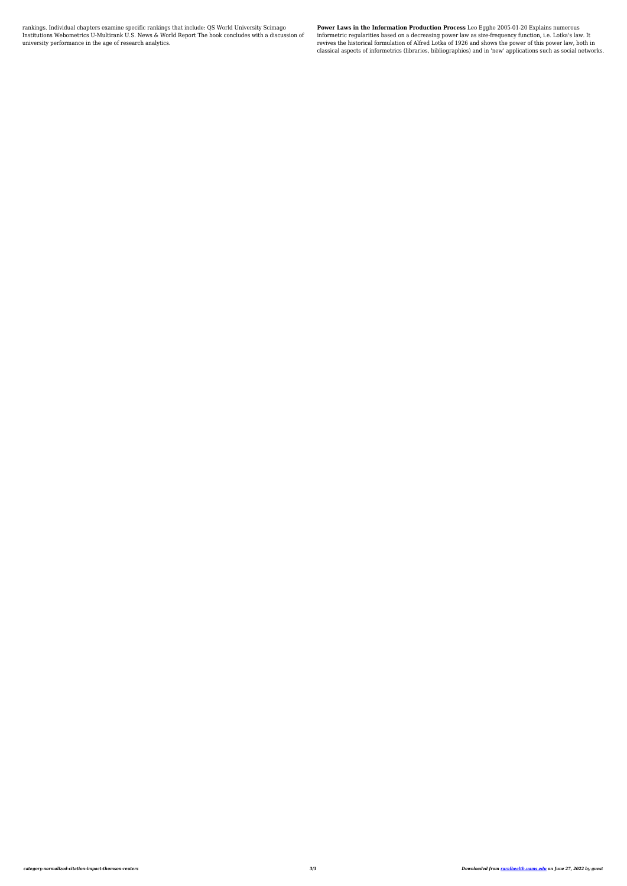rankings. Individual chapters examine specific rankings that include: QS World University Scimago Institutions Webometrics U-Multirank U.S. News & World Report The book concludes with a discussion of university performance in the age of research analytics.

**Power Laws in the Information Production Process** Leo Egghe 2005-01-20 Explains numerous informetric regularities based on a decreasing power law as size-frequency function, i.e. Lotka's law. It revives the historical formulation of Alfred Lotka of 1926 and shows the power of this power law, both in classical aspects of informetrics (libraries, bibliographies) and in 'new' applications such as social networks.